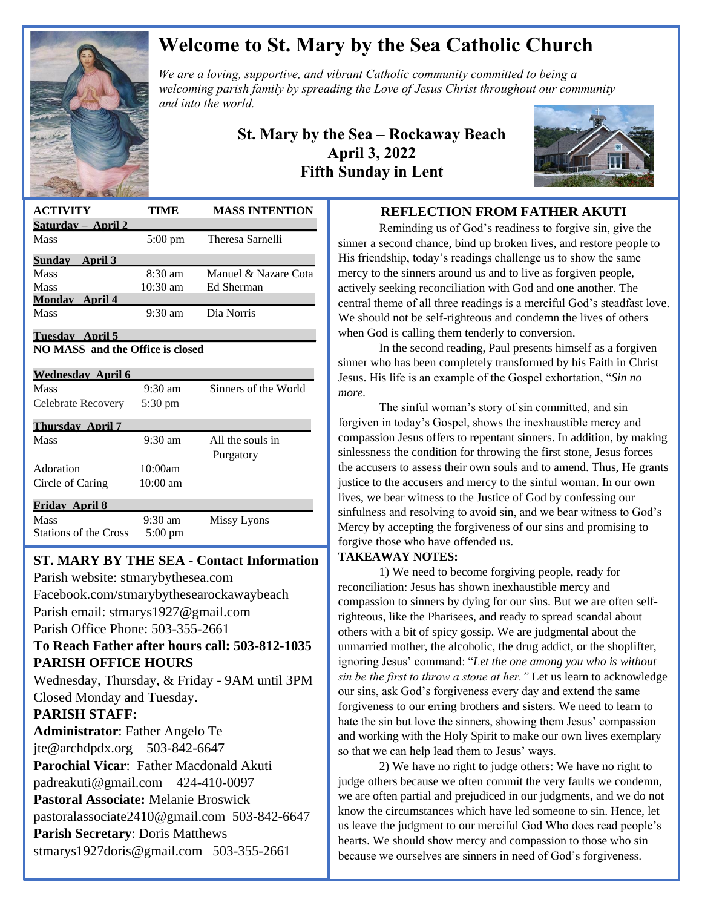# Welcome to St. Mary by the Sea Catholic Church

*We are a loving, supportive, and vibrant Catholic community committed to being a welcoming parish family by spreading the Love of Jesus Christ throughout our community and into the world.*

## St. Mary by the Sea – Rockaway Beach
## April 3, 2022
## Fifth Sunday in Lent

| ACTIVITY | TIME | MASS INTENTION |
|---|---|---|
| **Saturday – April 2** | | |
| Mass | 5:00 pm | Theresa Sarnelli |
| **Sunday April 3** | | |
| Mass | 8:30 am | Manuel & Nazare Cota |
| Mass | 10:30 am | Ed Sherman |
| **Monday April 4** | | |
| Mass | 9:30 am | Dia Norris |
| **Tuesday April 5** | | |
| **NO MASS and the Office is closed** | | |
| **Wednesday April 6** | | |
| Mass | 9:30 am | Sinners of the World |
| Celebrate Recovery | 5:30 pm | |
| **Thursday April 7** | | |
| Mass | 9:30 am | All the souls in Purgatory |
| Adoration | 10:00am | |
| Circle of Caring | 10:00 am | |
| **Friday April 8** | | |
| Mass | 9:30 am | Missy Lyons |
| Stations of the Cross | 5:00 pm | |

## ST. MARY BY THE SEA - Contact Information

Parish website: stmarybythesea.com
Facebook.com/stmarybythesearockawaybeach
Parish email: stmarys1927@gmail.com
Parish Office Phone: 503-355-2661

**To Reach Father after hours call: 503-812-1035**

**PARISH OFFICE HOURS**

Wednesday, Thursday, & Friday - 9AM until 3PM
Closed Monday and Tuesday.

**PARISH STAFF:**

**Administrator**: Father Angelo Te
jte@archdpdx.org 503-842-6647

**Parochial Vicar**: Father Macdonald Akuti
padreakuti@gmail.com 424-410-0097

**Pastoral Associate:** Melanie Broswick
pastoralassociate2410@gmail.com 503-842-6647

**Parish Secretary**: Doris Matthews
stmarys1927doris@gmail.com 503-355-2661

## REFLECTION FROM FATHER AKUTI

Reminding us of God's readiness to forgive sin, give the sinner a second chance, bind up broken lives, and restore people to His friendship, today's readings challenge us to show the same mercy to the sinners around us and to live as forgiven people, actively seeking reconciliation with God and one another. The central theme of all three readings is a merciful God's steadfast love. We should not be self-righteous and condemn the lives of others when God is calling them tenderly to conversion.

In the second reading, Paul presents himself as a forgiven sinner who has been completely transformed by his Faith in Christ Jesus. His life is an example of the Gospel exhortation, "*Sin no more.*

The sinful woman's story of sin committed, and sin forgiven in today's Gospel, shows the inexhaustible mercy and compassion Jesus offers to repentant sinners. In addition, by making sinlessness the condition for throwing the first stone, Jesus forces the accusers to assess their own souls and to amend. Thus, He grants justice to the accusers and mercy to the sinful woman. In our own lives, we bear witness to the Justice of God by confessing our sinfulness and resolving to avoid sin, and we bear witness to God's Mercy by accepting the forgiveness of our sins and promising to forgive those who have offended us.

**TAKEAWAY NOTES:**

1) We need to become forgiving people, ready for reconciliation: Jesus has shown inexhaustible mercy and compassion to sinners by dying for our sins. But we are often self-righteous, like the Pharisees, and ready to spread scandal about others with a bit of spicy gossip. We are judgmental about the unmarried mother, the alcoholic, the drug addict, or the shoplifter, ignoring Jesus' command: "*Let the one among you who is without sin be the first to throw a stone at her."* Let us learn to acknowledge our sins, ask God's forgiveness every day and extend the same forgiveness to our erring brothers and sisters. We need to learn to hate the sin but love the sinners, showing them Jesus' compassion and working with the Holy Spirit to make our own lives exemplary so that we can help lead them to Jesus' ways.

2) We have no right to judge others: We have no right to judge others because we often commit the very faults we condemn, we are often partial and prejudiced in our judgments, and we do not know the circumstances which have led someone to sin. Hence, let us leave the judgment to our merciful God Who does read people's hearts. We should show mercy and compassion to those who sin because we ourselves are sinners in need of God's forgiveness.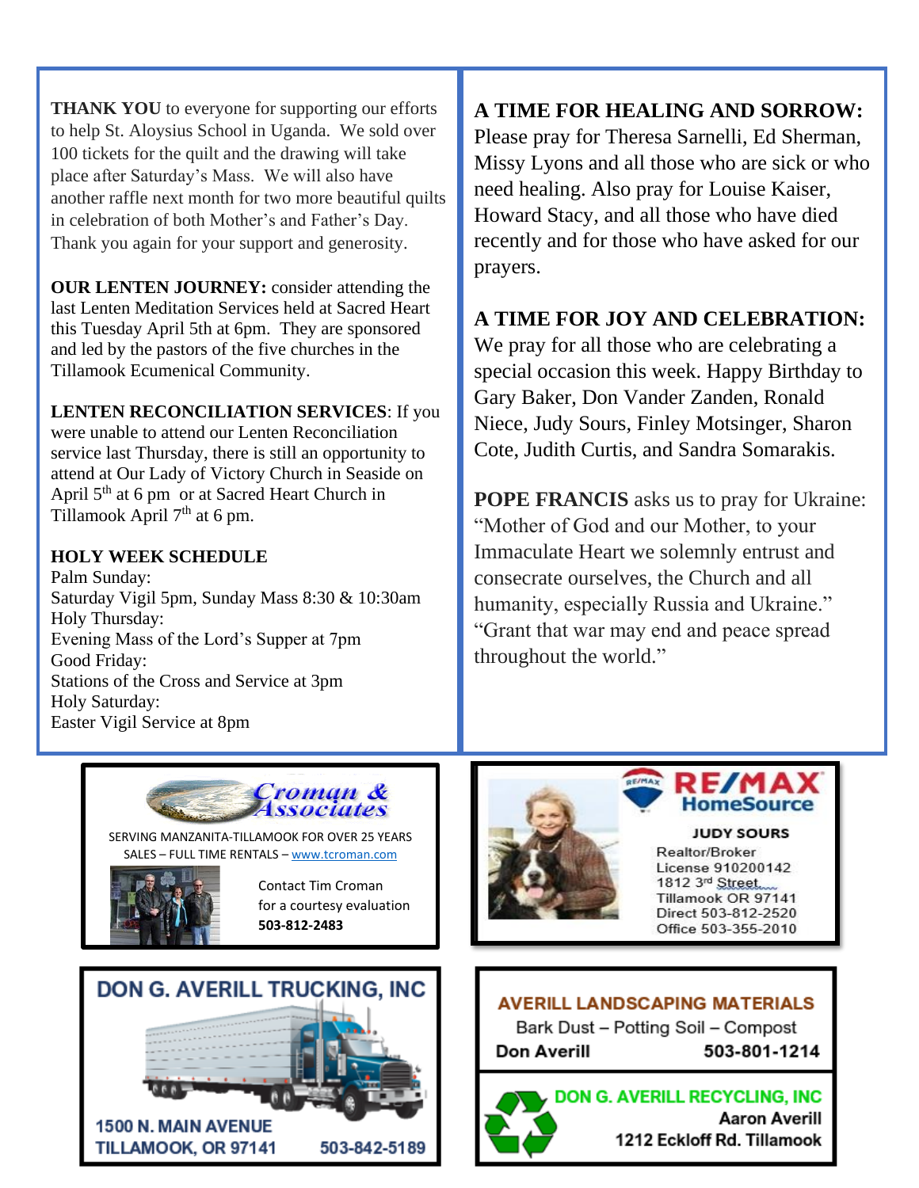**THANK YOU** to everyone for supporting our efforts to help St. Aloysius School in Uganda. We sold over 100 tickets for the quilt and the drawing will take place after Saturday's Mass. We will also have another raffle next month for two more beautiful quilts in celebration of both Mother's and Father's Day. Thank you again for your support and generosity.

**OUR LENTEN JOURNEY:** consider attending the last Lenten Meditation Services held at Sacred Heart this Tuesday April 5th at 6pm. They are sponsored and led by the pastors of the five churches in the Tillamook Ecumenical Community.

**LENTEN RECONCILIATION SERVICES**: If you were unable to attend our Lenten Reconciliation service last Thursday, there is still an opportunity to attend at Our Lady of Victory Church in Seaside on April 5th at 6 pm or at Sacred Heart Church in Tillamook April 7th at 6 pm.

**HOLY WEEK SCHEDULE**

Palm Sunday:
Saturday Vigil 5pm, Sunday Mass 8:30 & 10:30am
Holy Thursday:
Evening Mass of the Lord's Supper at 7pm
Good Friday:
Stations of the Cross and Service at 3pm
Holy Saturday:
Easter Vigil Service at 8pm

**A TIME FOR HEALING AND SORROW:** Please pray for Theresa Sarnelli, Ed Sherman, Missy Lyons and all those who are sick or who need healing. Also pray for Louise Kaiser, Howard Stacy, and all those who have died recently and for those who have asked for our prayers.

**A TIME FOR JOY AND CELEBRATION:** We pray for all those who are celebrating a special occasion this week. Happy Birthday to Gary Baker, Don Vander Zanden, Ronald Niece, Judy Sours, Finley Motsinger, Sharon Cote, Judith Curtis, and Sandra Somarakis.

**POPE FRANCIS** asks us to pray for Ukraine: "Mother of God and our Mother, to your Immaculate Heart we solemnly entrust and consecrate ourselves, the Church and all humanity, especially Russia and Ukraine." "Grant that war may end and peace spread throughout the world."

Croman & Associates
SERVING MANZANITA-TILLAMOOK FOR OVER 25 YEARS
SALES – FULL TIME RENTALS – www.tcroman.com
Contact Tim Croman for a courtesy evaluation
**503-812-2483**

RE/MAX HomeSource
JUDY SOURS
Realtor/Broker
License 910200142
1812 3rd Street
Tillamook OR 97141
Direct 503-812-2520
Office 503-355-2010

DON G. AVERILL TRUCKING, INC
1500 N. MAIN AVENUE
TILLAMOOK, OR 97141 503-842-5189

AVERILL LANDSCAPING MATERIALS
Bark Dust – Potting Soil – Compost
Don Averill 503-801-1214

DON G. AVERILL RECYCLING, INC
Aaron Averill
1212 Eckloff Rd. Tillamook